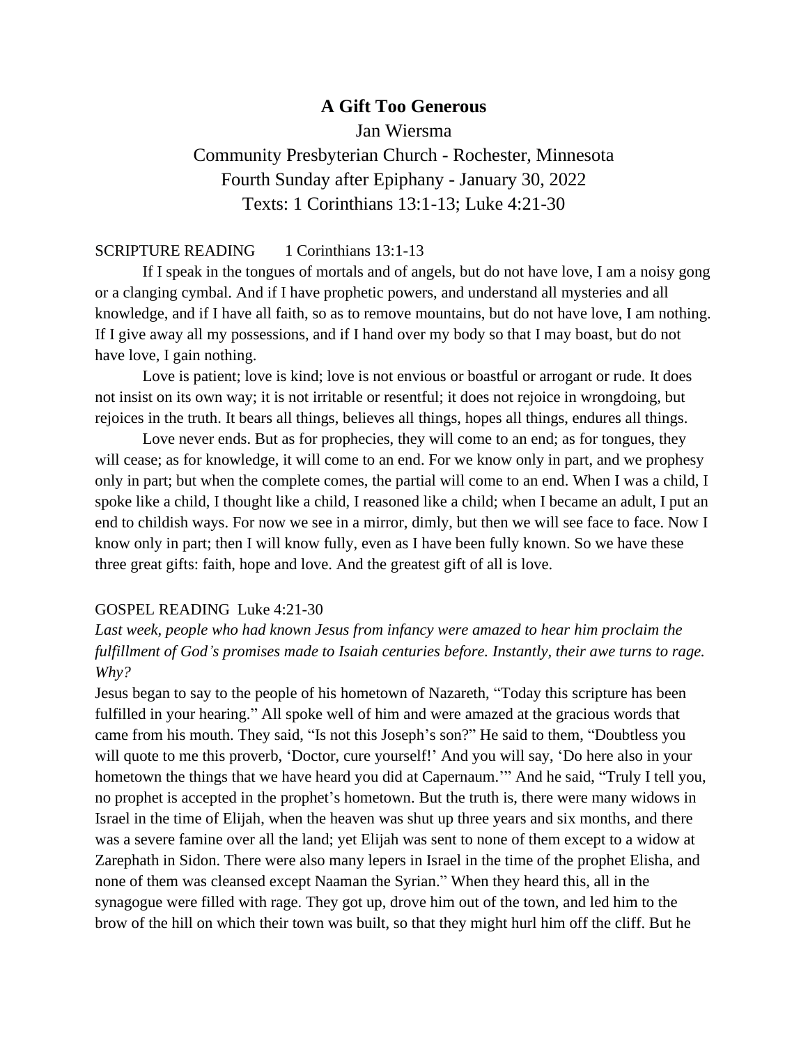# A Gift Too Generous

Jan Wiersma

Community Presbyterian Church - Rochester, Minnesota

Fourth Sunday after Epiphany - January 30, 2022

Texts: 1 Corinthians 13:1-13; Luke 4:21-30

SCRIPTURE READING 1 Corinthians 13:1-13

If I speak in the tongues of mortals and of angels, but do not have love, I am a noisy gong or a clanging cymbal. And if I have prophetic powers, and understand all mysteries and all knowledge, and if I have all faith, so as to remove mountains, but do not have love, I am nothing. If I give away all my possessions, and if I hand over my body so that I may boast, but do not have love, I gain nothing.

Love is patient; love is kind; love is not envious or boastful or arrogant or rude. It does not insist on its own way; it is not irritable or resentful; it does not rejoice in wrongdoing, but rejoices in the truth. It bears all things, believes all things, hopes all things, endures all things.

Love never ends. But as for prophecies, they will come to an end; as for tongues, they will cease; as for knowledge, it will come to an end. For we know only in part, and we prophesy only in part; but when the complete comes, the partial will come to an end. When I was a child, I spoke like a child, I thought like a child, I reasoned like a child; when I became an adult, I put an end to childish ways. For now we see in a mirror, dimly, but then we will see face to face. Now I know only in part; then I will know fully, even as I have been fully known. So we have these three great gifts: faith, hope and love. And the greatest gift of all is love.

GOSPEL READING Luke 4:21-30

*Last week, people who had known Jesus from infancy were amazed to hear him proclaim the fulfillment of God's promises made to Isaiah centuries before. Instantly, their awe turns to rage. Why?*

Jesus began to say to the people of his hometown of Nazareth, "Today this scripture has been fulfilled in your hearing." All spoke well of him and were amazed at the gracious words that came from his mouth. They said, "Is not this Joseph's son?" He said to them, "Doubtless you will quote to me this proverb, 'Doctor, cure yourself!' And you will say, 'Do here also in your hometown the things that we have heard you did at Capernaum.'" And he said, "Truly I tell you, no prophet is accepted in the prophet's hometown. But the truth is, there were many widows in Israel in the time of Elijah, when the heaven was shut up three years and six months, and there was a severe famine over all the land; yet Elijah was sent to none of them except to a widow at Zarephath in Sidon. There were also many lepers in Israel in the time of the prophet Elisha, and none of them was cleansed except Naaman the Syrian." When they heard this, all in the synagogue were filled with rage. They got up, drove him out of the town, and led him to the brow of the hill on which their town was built, so that they might hurl him off the cliff. But he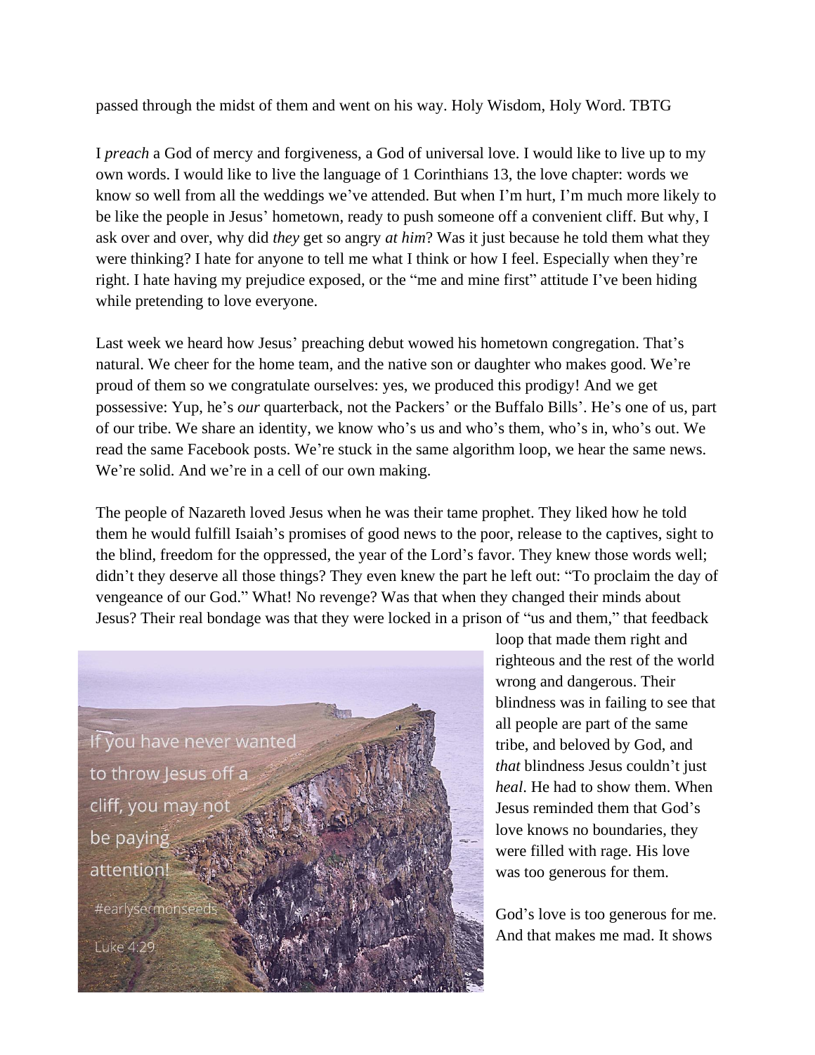passed through the midst of them and went on his way. Holy Wisdom, Holy Word. TBTG

I *preach* a God of mercy and forgiveness, a God of universal love. I would like to live up to my own words. I would like to live the language of 1 Corinthians 13, the love chapter: words we know so well from all the weddings we've attended. But when I'm hurt, I'm much more likely to be like the people in Jesus' hometown, ready to push someone off a convenient cliff. But why, I ask over and over, why did *they* get so angry *at him*? Was it just because he told them what they were thinking? I hate for anyone to tell me what I think or how I feel. Especially when they're right. I hate having my prejudice exposed, or the "me and mine first" attitude I've been hiding while pretending to love everyone.

Last week we heard how Jesus' preaching debut wowed his hometown congregation. That's natural. We cheer for the home team, and the native son or daughter who makes good. We're proud of them so we congratulate ourselves: yes, we produced this prodigy! And we get possessive: Yup, he's *our* quarterback, not the Packers' or the Buffalo Bills'. He's one of us, part of our tribe. We share an identity, we know who's us and who's them, who's in, who's out. We read the same Facebook posts. We're stuck in the same algorithm loop, we hear the same news. We're solid. And we're in a cell of our own making.

The people of Nazareth loved Jesus when he was their tame prophet. They liked how he told them he would fulfill Isaiah's promises of good news to the poor, release to the captives, sight to the blind, freedom for the oppressed, the year of the Lord's favor. They knew those words well; didn't they deserve all those things? They even knew the part he left out: "To proclaim the day of vengeance of our God." What! No revenge? Was that when they changed their minds about Jesus? Their real bondage was that they were locked in a prison of "us and them," that feedback loop that made them right and righteous and the rest of the world wrong and dangerous. Their blindness was in failing to see that all people are part of the same tribe, and beloved by God, and *that* blindness Jesus couldn't just *heal*. He had to show them. When Jesus reminded them that God's love knows no boundaries, they were filled with rage. His love was too generous for them.

If you have never wanted to throw Jesus off a cliff, you may not be paying attention!

#earlysermonseeds

Luke 4:29

God's love is too generous for me. And that makes me mad. It shows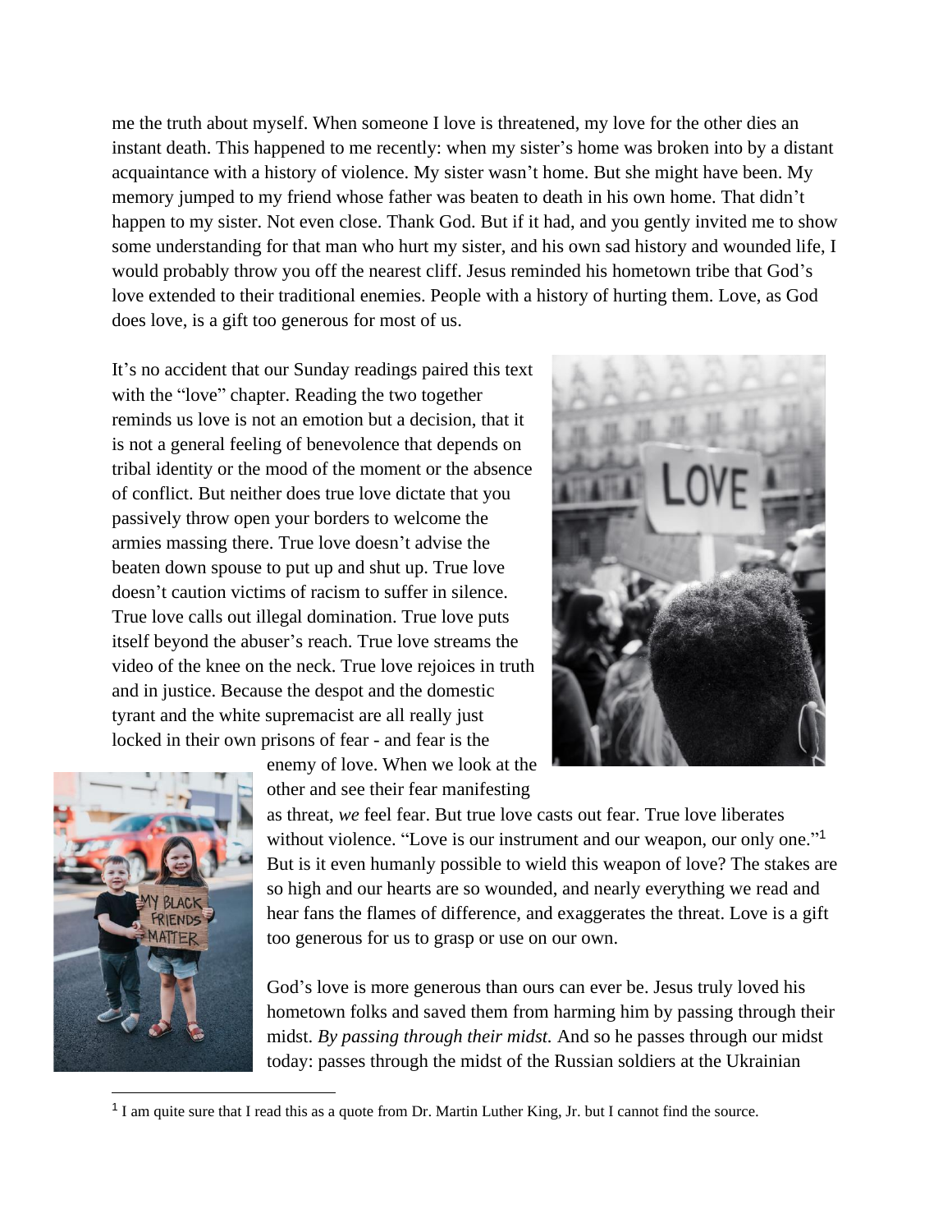me the truth about myself. When someone I love is threatened, my love for the other dies an instant death. This happened to me recently: when my sister's home was broken into by a distant acquaintance with a history of violence. My sister wasn't home. But she might have been. My memory jumped to my friend whose father was beaten to death in his own home. That didn't happen to my sister. Not even close. Thank God. But if it had, and you gently invited me to show some understanding for that man who hurt my sister, and his own sad history and wounded life, I would probably throw you off the nearest cliff. Jesus reminded his hometown tribe that God's love extended to their traditional enemies. People with a history of hurting them. Love, as God does love, is a gift too generous for most of us.

It's no accident that our Sunday readings paired this text with the "love" chapter. Reading the two together reminds us love is not an emotion but a decision, that it is not a general feeling of benevolence that depends on tribal identity or the mood of the moment or the absence of conflict. But neither does true love dictate that you passively throw open your borders to welcome the armies massing there. True love doesn't advise the beaten down spouse to put up and shut up. True love doesn't caution victims of racism to suffer in silence. True love calls out illegal domination. True love puts itself beyond the abuser's reach. True love streams the video of the knee on the neck. True love rejoices in truth and in justice. Because the despot and the domestic tyrant and the white supremacist are all really just locked in their own prisons of fear - and fear is the enemy of love. When we look at the other and see their fear manifesting as threat, *we* feel fear. But true love casts out fear. True love liberates without violence. "Love is our instrument and our weapon, our only one."[1] But is it even humanly possible to wield this weapon of love? The stakes are so high and our hearts are so wounded, and nearly everything we read and hear fans the flames of difference, and exaggerates the threat. Love is a gift too generous for us to grasp or use on our own.

God's love is more generous than ours can ever be. Jesus truly loved his hometown folks and saved them from harming him by passing through their midst. *By passing through their midst.* And so he passes through our midst today: passes through the midst of the Russian soldiers at the Ukrainian

[1] I am quite sure that I read this as a quote from Dr. Martin Luther King, Jr. but I cannot find the source.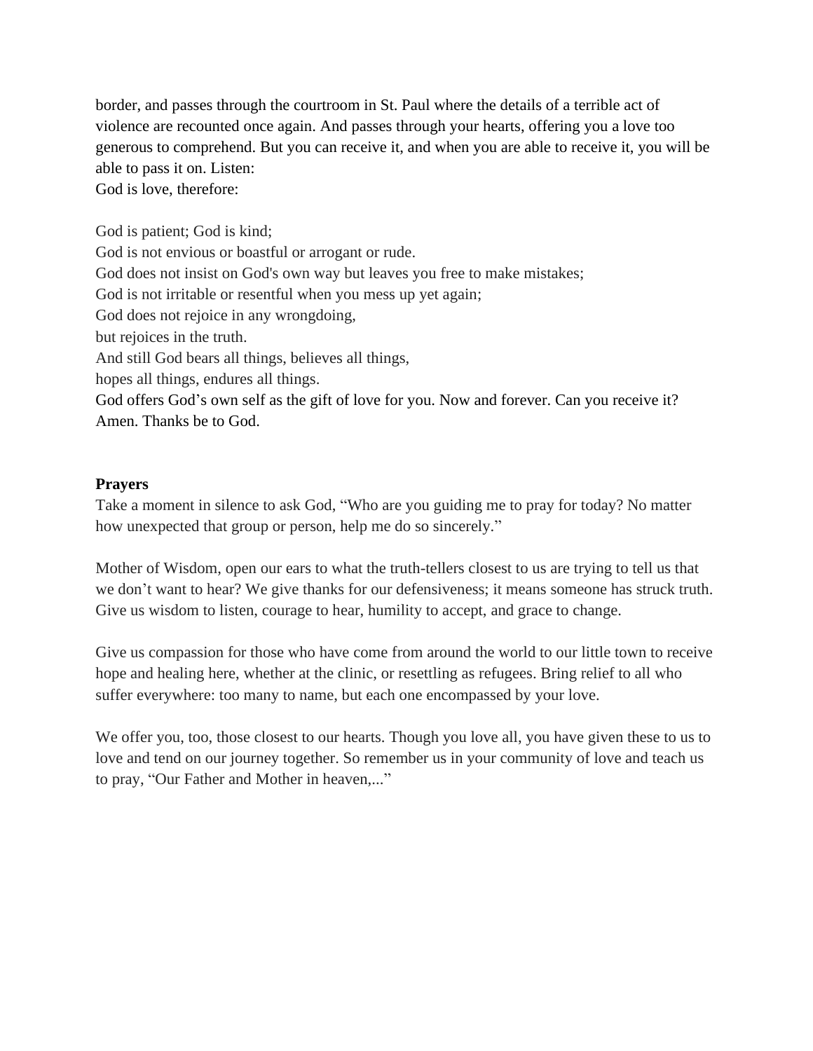border, and passes through the courtroom in St. Paul where the details of a terrible act of violence are recounted once again. And passes through your hearts, offering you a love too generous to comprehend. But you can receive it, and when you are able to receive it, you will be able to pass it on. Listen:
God is love, therefore:

God is patient; God is kind;
God is not envious or boastful or arrogant or rude.
God does not insist on God's own way but leaves you free to make mistakes;
God is not irritable or resentful when you mess up yet again;
God does not rejoice in any wrongdoing,
but rejoices in the truth.
And still God bears all things, believes all things,
hopes all things, endures all things.
God offers God's own self as the gift of love for you. Now and forever. Can you receive it?
Amen. Thanks be to God.

**Prayers**

Take a moment in silence to ask God, "Who are you guiding me to pray for today? No matter how unexpected that group or person, help me do so sincerely."

Mother of Wisdom, open our ears to what the truth-tellers closest to us are trying to tell us that we don't want to hear? We give thanks for our defensiveness; it means someone has struck truth. Give us wisdom to listen, courage to hear, humility to accept, and grace to change.

Give us compassion for those who have come from around the world to our little town to receive hope and healing here, whether at the clinic, or resettling as refugees. Bring relief to all who suffer everywhere: too many to name, but each one encompassed by your love.

We offer you, too, those closest to our hearts. Though you love all, you have given these to us to love and tend on our journey together. So remember us in your community of love and teach us to pray, "Our Father and Mother in heaven,..."